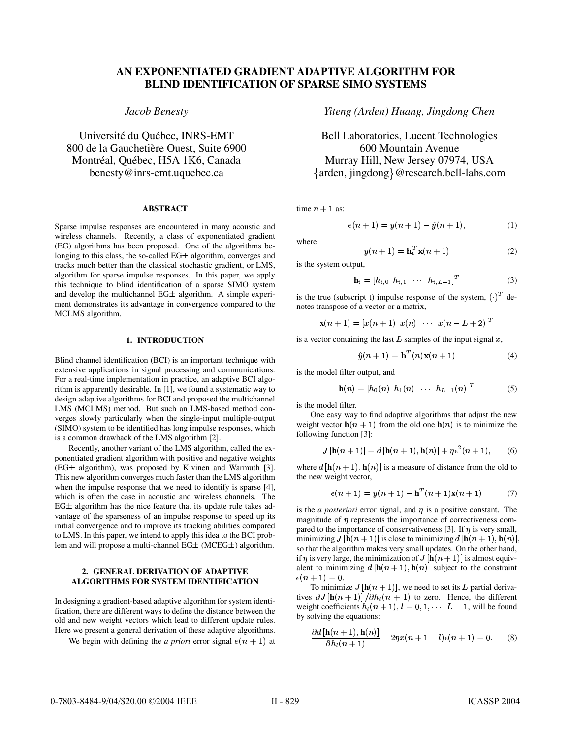# AN EXPONENTIATED GRADIENT ADAPTIVE ALGORITHM FOR BLIND IDENTIFICATION OF SPARSE SIMO SYSTEMS

*Jacob Benesty*

Université du Québec, INRS-EMT
800 de la Gauchetière Ouest, Suite 6900
Montréal, Québec, H5A 1K6, Canada
benesty@inrs-emt.uquebec.ca

*Yiteng (Arden) Huang, Jingdong Chen*

Bell Laboratories, Lucent Technologies
600 Mountain Avenue
Murray Hill, New Jersey 07974, USA
{arden, jingdong}@research.bell-labs.com

### ABSTRACT

Sparse impulse responses are encountered in many acoustic and wireless channels. Recently, a class of exponentiated gradient (EG) algorithms has been proposed. One of the algorithms belonging to this class, the so-called EG± algorithm, converges and tracks much better than the classical stochastic gradient, or LMS, algorithm for sparse impulse responses. In this paper, we apply this technique to blind identification of a sparse SIMO system and develop the multichannel EG± algorithm. A simple experiment demonstrates its advantage in convergence compared to the MCLMS algorithm.

## 1. INTRODUCTION

Blind channel identification (BCI) is an important technique with extensive applications in signal processing and communications. For a real-time implementation in practice, an adaptive BCI algorithm is apparently desirable. In [1], we found a systematic way to design adaptive algorithms for BCI and proposed the multichannel LMS (MCLMS) method. But such an LMS-based method converges slowly particularly when the single-input multiple-output (SIMO) system to be identified has long impulse responses, which is a common drawback of the LMS algorithm [2].

Recently, another variant of the LMS algorithm, called the exponentiated gradient algorithm with positive and negative weights (EG± algorithm), was proposed by Kivinen and Warmuth [3]. This new algorithm converges much faster than the LMS algorithm when the impulse response that we need to identify is sparse [4], which is often the case in acoustic and wireless channels. The EG± algorithm has the nice feature that its update rule takes advantage of the sparseness of an impulse response to speed up its initial convergence and to improve its tracking abilities compared to LMS. In this paper, we intend to apply this idea to the BCI problem and will propose a multi-channel EG± (MCEG±) algorithm.

## 2. GENERAL DERIVATION OF ADAPTIVE ALGORITHMS FOR SYSTEM IDENTIFICATION

In designing a gradient-based adaptive algorithm for system identification, there are different ways to define the distance between the old and new weight vectors which lead to different update rules. Here we present a general derivation of these adaptive algorithms.

We begin with defining the *a priori* error signal $e(n+1)$ at time $n+1$ as:

$$e(n+1) = y(n+1) - \hat{y}(n+1), \tag{1}$$

where

$$y(n+1) = \mathbf{h}_t^T \mathbf{x}(n+1) \tag{2}$$

is the system output,

$$\mathbf{h}_t = \begin{bmatrix} h_{t,0} & h_{t,1} & \cdots & h_{t,L-1} \end{bmatrix}^T \tag{3}$$

is the true (subscript t) impulse response of the system, $(\cdot)^T$ denotes transpose of a vector or a matrix,

$$\mathbf{x}(n+1) = \begin{bmatrix} x(n+1) & x(n) & \cdots & x(n-L+2) \end{bmatrix}^T$$

is a vector containing the last $L$ samples of the input signal $x$,

$$\hat{y}(n+1) = \mathbf{h}^T(n)\mathbf{x}(n+1) \tag{4}$$

is the model filter output, and

$$\mathbf{h}(n) = \begin{bmatrix} h_0(n) & h_1(n) & \cdots & h_{L-1}(n) \end{bmatrix}^T \tag{5}$$

is the model filter.

One easy way to find adaptive algorithms that adjust the new weight vector $\mathbf{h}(n+1)$ from the old one $\mathbf{h}(n)$ is to minimize the following function [3]:

$$J[\mathbf{h}(n+1)] = d[\mathbf{h}(n+1), \mathbf{h}(n)] + \eta\epsilon^2(n+1), \tag{6}$$

where $d[\mathbf{h}(n+1), \mathbf{h}(n)]$ is a measure of distance from the old to the new weight vector,

$$\epsilon(n+1) = y(n+1) - \mathbf{h}^T(n+1)\mathbf{x}(n+1) \tag{7}$$

is the *a posteriori* error signal, and $\eta$ is a positive constant. The magnitude of $\eta$ represents the importance of correctiveness compared to the importance of conservativeness [3]. If $\eta$ is very small, minimizing $J[\mathbf{h}(n+1)]$ is close to minimizing $d[\mathbf{h}(n+1), \mathbf{h}(n)]$, so that the algorithm makes very small updates. On the other hand, if $\eta$ is very large, the minimization of $J[\mathbf{h}(n+1)]$ is almost equivalent to minimizing $d[\mathbf{h}(n+1), \mathbf{h}(n)]$ subject to the constraint $\epsilon(n+1) = 0$.

To minimize $J[\mathbf{h}(n+1)]$, we need to set its $L$ partial derivatives $\partial J[\mathbf{h}(n+1)] / \partial h_l(n+1)$ to zero. Hence, the different weight coefficients $h_l(n+1)$, $l = 0, 1, \cdots, L-1$, will be found by solving the equations:

$$\frac{\partial d[\mathbf{h}(n+1), \mathbf{h}(n)]}{\partial h_l(n+1)} - 2\eta x(n+1-l)\epsilon(n+1) = 0. \tag{8}$$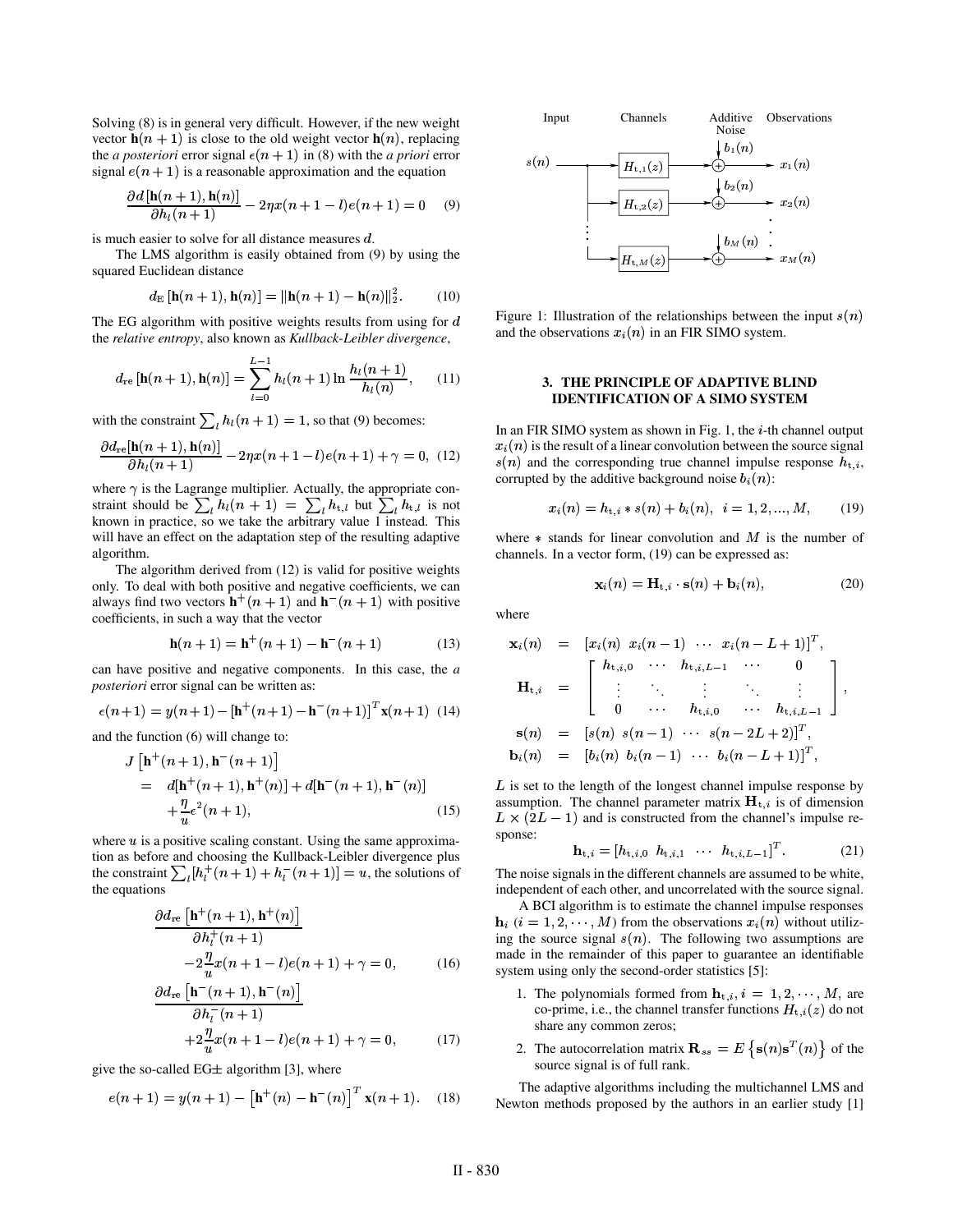Solving (8) is in general very difficult. However, if the new weight vector $\mathbf{h}(n+1)$ is close to the old weight vector $\mathbf{h}(n)$, replacing the *a posteriori* error signal $\epsilon(n+1)$ in (8) with the *a priori* error signal $e(n+1)$ is a reasonable approximation and the equation

$$\frac{\partial d\left[\mathbf{h}(n+1), \mathbf{h}(n)\right]}{\partial h_l(n+1)} - 2\eta x(n+1-l)e(n+1) = 0 \quad (9)$$

is much easier to solve for all distance measures $d$.

The LMS algorithm is easily obtained from (9) by using the squared Euclidean distance

$$d_{\text{E}}\left[\mathbf{h}(n+1), \mathbf{h}(n)\right] = \|\mathbf{h}(n+1) - \mathbf{h}(n)\|_2^2. \quad (10)$$

The EG algorithm with positive weights results from using for $d$ the *relative entropy*, also known as *Kullback-Leibler divergence*,

$$d_{\text{re}}\left[\mathbf{h}(n+1), \mathbf{h}(n)\right] = \sum_{l=0}^{L-1} h_l(n+1) \ln \frac{h_l(n+1)}{h_l(n)}, \quad (11)$$

with the constraint $\sum_l h_l(n+1) = 1$, so that (9) becomes:

$$\frac{\partial d_{\text{re}}[\mathbf{h}(n+1), \mathbf{h}(n)]}{\partial h_l(n+1)} - 2\eta x(n+1-l)e(n+1) + \gamma = 0, \quad (12)$$

where $\gamma$ is the Lagrange multiplier. Actually, the appropriate constraint should be $\sum_l h_l(n+1) = \sum_l h_{t,l}$ but $\sum_l h_{t,l}$ is not known in practice, so we take the arbitrary value 1 instead. This will have an effect on the adaptation step of the resulting adaptive algorithm.

The algorithm derived from (12) is valid for positive weights only. To deal with both positive and negative coefficients, we can always find two vectors $\mathbf{h}^+(n+1)$ and $\mathbf{h}^-(n+1)$ with positive coefficients, in such a way that the vector

$$\mathbf{h}(n+1) = \mathbf{h}^+(n+1) - \mathbf{h}^-(n+1) \quad (13)$$

can have positive and negative components. In this case, the *a posteriori* error signal can be written as:

$$\epsilon(n+1) = y(n+1) - \left[\mathbf{h}^+(n+1) - \mathbf{h}^-(n+1)\right]^T \mathbf{x}(n+1) \quad (14)$$

and the function (6) will change to:

$$\begin{aligned} J&\left[\mathbf{h}^+(n+1), \mathbf{h}^-(n+1)\right] \\ &= d[\mathbf{h}^+(n+1), \mathbf{h}^+(n)] + d[\mathbf{h}^-(n+1), \mathbf{h}^-(n)] \\ &\quad + \frac{\eta}{u}\epsilon^2(n+1), \end{aligned} \quad (15)$$

where $u$ is a positive scaling constant. Using the same approximation as before and choosing the Kullback-Leibler divergence plus the constraint $\sum_l [h_l^+(n+1) + h_l^-(n+1)] = u$, the solutions of the equations

$$\frac{\partial d_{\text{re}}\left[\mathbf{h}^+(n+1), \mathbf{h}^+(n)\right]}{\partial h_l^+(n+1)} - 2\frac{\eta}{u}x(n+1-l)e(n+1) + \gamma = 0, \quad (16)$$

$$\frac{\partial d_{\text{re}}\left[\mathbf{h}^-(n+1), \mathbf{h}^-(n)\right]}{\partial h_l^-(n+1)} + 2\frac{\eta}{u}x(n+1-l)e(n+1) + \gamma = 0, \quad (17)$$

give the so-called EG± algorithm [3], where

$$e(n+1) = y(n+1) - \left[\mathbf{h}^+(n) - \mathbf{h}^-(n)\right]^T \mathbf{x}(n+1). \quad (18)$$

Figure 1: Illustration of the relationships between the input $s(n)$ and the observations $x_i(n)$ in an FIR SIMO system.

## 3. THE PRINCIPLE OF ADAPTIVE BLIND IDENTIFICATION OF A SIMO SYSTEM

In an FIR SIMO system as shown in Fig. 1, the $i$-th channel output $x_i(n)$ is the result of a linear convolution between the source signal $s(n)$ and the corresponding true channel impulse response $h_{t,i}$, corrupted by the additive background noise $b_i(n)$:

$$x_i(n) = h_{t,i} * s(n) + b_i(n), \quad i = 1, 2, ..., M, \quad (19)$$

where $*$ stands for linear convolution and $M$ is the number of channels. In a vector form, (19) can be expressed as:

$$\mathbf{x}_i(n) = \mathbf{H}_{t,i} \cdot \mathbf{s}(n) + \mathbf{b}_i(n), \quad (20)$$

where

$$\begin{aligned} \mathbf{x}_i(n) &= [x_i(n) \;\; x_i(n-1) \;\; \cdots \;\; x_i(n-L+1)]^T, \\ \mathbf{H}_{t,i} &= \begin{bmatrix} h_{t,i,0} & \cdots & h_{t,i,L-1} & \cdots & 0 \\ \vdots & \ddots & \vdots & \ddots & \vdots \\ 0 & \cdots & h_{t,i,0} & \cdots & h_{t,i,L-1} \end{bmatrix}, \\ \mathbf{s}(n) &= [s(n) \;\; s(n-1) \;\; \cdots \;\; s(n-2L+2)]^T, \\ \mathbf{b}_i(n) &= [b_i(n) \;\; b_i(n-1) \;\; \cdots \;\; b_i(n-L+1)]^T, \end{aligned}$$

$L$ is set to the length of the longest channel impulse response by assumption. The channel parameter matrix $\mathbf{H}_{t,i}$ is of dimension $L \times (2L-1)$ and is constructed from the channel's impulse response:

$$\mathbf{h}_{t,i} = [h_{t,i,0} \;\; h_{t,i,1} \;\; \cdots \;\; h_{t,i,L-1}]^T. \quad (21)$$

The noise signals in the different channels are assumed to be white, independent of each other, and uncorrelated with the source signal.

A BCI algorithm is to estimate the channel impulse responses $\mathbf{h}_i$ $(i = 1, 2, \cdots, M)$ from the observations $x_i(n)$ without utilizing the source signal $s(n)$. The following two assumptions are made in the remainder of this paper to guarantee an identifiable system using only the second-order statistics [5]:

1. The polynomials formed from $\mathbf{h}_{t,i}, i = 1, 2, \cdots, M$, are co-prime, i.e., the channel transfer functions $H_{t,i}(z)$ do not share any common zeros;
2. The autocorrelation matrix $\mathbf{R}_{ss} = E\left\{\mathbf{s}(n)\mathbf{s}^T(n)\right\}$ of the source signal is of full rank.

The adaptive algorithms including the multichannel LMS and Newton methods proposed by the authors in an earlier study [1]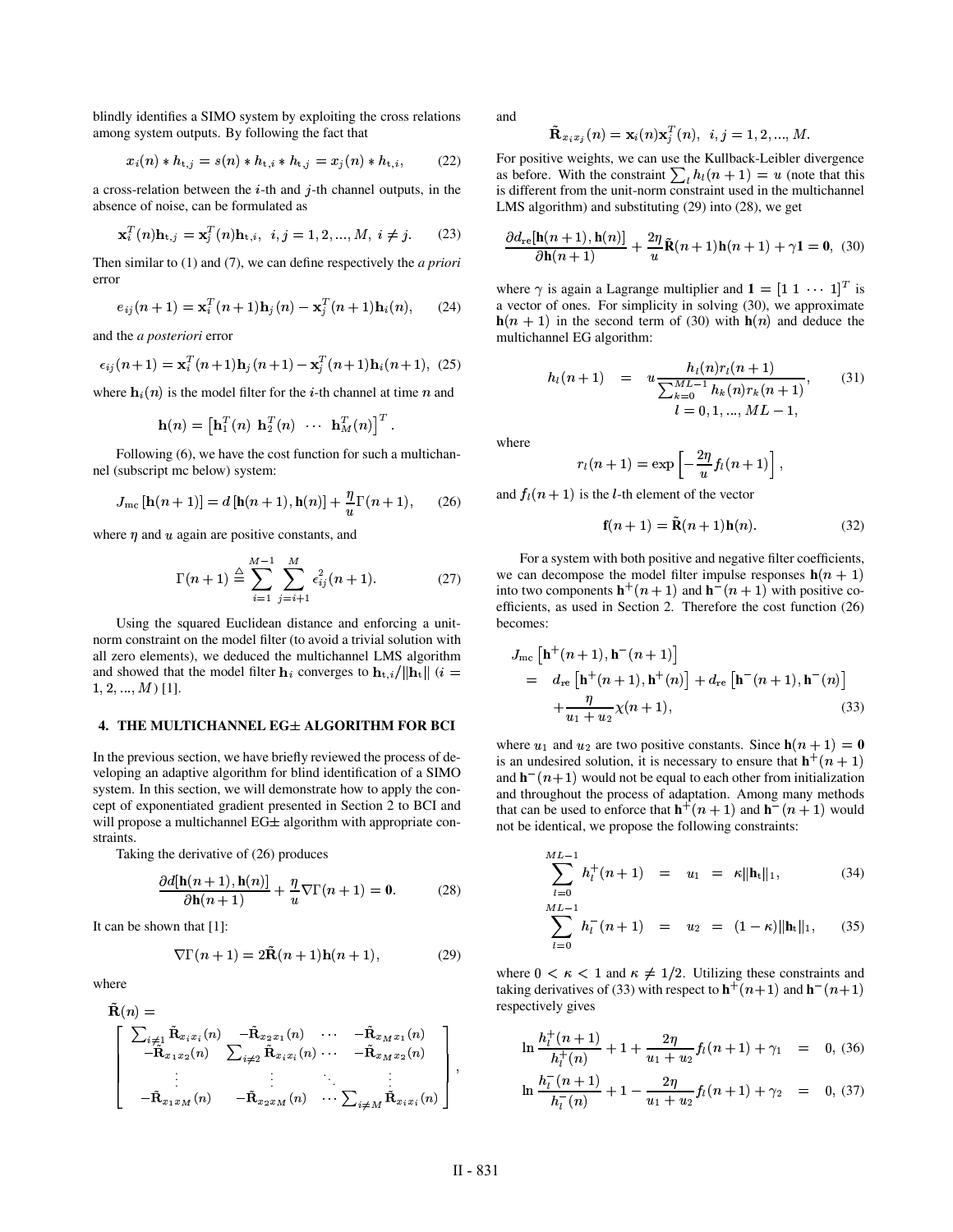blindly identifies a SIMO system by exploiting the cross relations among system outputs. By following the fact that

$$x_i(n) * h_{t,j} = s(n) * h_{t,i} * h_{t,j} = x_j(n) * h_{t,i}, \quad (22)$$

a cross-relation between the $i$-th and $j$-th channel outputs, in the absence of noise, can be formulated as

$$\mathbf{x}_i^T(n)\mathbf{h}_{t,j} = \mathbf{x}_j^T(n)\mathbf{h}_{t,i}, \;\; i,j = 1,2,...,M, \; i \neq j. \quad (23)$$

Then similar to (1) and (7), we can define respectively the *a priori* error

$$e_{ij}(n+1) = \mathbf{x}_i^T(n+1)\mathbf{h}_j(n) - \mathbf{x}_j^T(n+1)\mathbf{h}_i(n), \quad (24)$$

and the *a posteriori* error

$$\epsilon_{ij}(n+1) = \mathbf{x}_i^T(n+1)\mathbf{h}_j(n+1) - \mathbf{x}_j^T(n+1)\mathbf{h}_i(n+1), \quad (25)$$

where $\mathbf{h}_i(n)$ is the model filter for the $i$-th channel at time $n$ and

$$\mathbf{h}(n) = \begin{bmatrix} \mathbf{h}_1^T(n) \; \mathbf{h}_2^T(n) \; \cdots \; \mathbf{h}_M^T(n) \end{bmatrix}^T.$$

Following (6), we have the cost function for such a multichannel (subscript mc below) system:

$$J_{\text{mc}}\left[\mathbf{h}(n+1)\right] = d\left[\mathbf{h}(n+1), \mathbf{h}(n)\right] + \frac{\eta}{u}\Gamma(n+1), \quad (26)$$

where $\eta$ and $u$ again are positive constants, and

$$\Gamma(n+1) \stackrel{\triangle}{=} \sum_{i=1}^{M-1}\sum_{j=i+1}^{M} \epsilon_{ij}^2(n+1). \quad (27)$$

Using the squared Euclidean distance and enforcing a unit-norm constraint on the model filter (to avoid a trivial solution with all zero elements), we deduced the multichannel LMS algorithm and showed that the model filter $\mathbf{h}_i$ converges to $\mathbf{h}_{t,i}/\|\mathbf{h}_t\|$ ($i = 1,2,...,M$) [1].

## 4. THE MULTICHANNEL EG± ALGORITHM FOR BCI

In the previous section, we have briefly reviewed the process of developing an adaptive algorithm for blind identification of a SIMO system. In this section, we will demonstrate how to apply the concept of exponentiated gradient presented in Section 2 to BCI and will propose a multichannel EG± algorithm with appropriate constraints.

Taking the derivative of (26) produces

$$\frac{\partial d[\mathbf{h}(n+1), \mathbf{h}(n)]}{\partial \mathbf{h}(n+1)} + \frac{\eta}{u}\nabla\Gamma(n+1) = \mathbf{0}. \quad (28)$$

It can be shown that [1]:

$$\nabla\Gamma(n+1) = 2\tilde{\mathbf{R}}(n+1)\mathbf{h}(n+1), \quad (29)$$

where

$$\tilde{\mathbf{R}}(n) = \begin{bmatrix} \sum_{i\neq 1}\tilde{\mathbf{R}}_{x_ix_i}(n) & -\tilde{\mathbf{R}}_{x_2x_1}(n) & \cdots & -\tilde{\mathbf{R}}_{x_Mx_1}(n) \\ -\tilde{\mathbf{R}}_{x_1x_2}(n) & \sum_{i\neq 2}\tilde{\mathbf{R}}_{x_ix_i}(n) & \cdots & -\tilde{\mathbf{R}}_{x_Mx_2}(n) \\ \vdots & \vdots & \ddots & \vdots \\ -\tilde{\mathbf{R}}_{x_1x_M}(n) & -\tilde{\mathbf{R}}_{x_2x_M}(n) & \cdots & \sum_{i\neq M}\tilde{\mathbf{R}}_{x_ix_i}(n) \end{bmatrix},$$

and

$$\tilde{\mathbf{R}}_{x_ix_j}(n) = \mathbf{x}_i(n)\mathbf{x}_j^T(n), \;\; i,j = 1,2,...,M.$$

For positive weights, we can use the Kullback-Leibler divergence as before. With the constraint $\sum_l h_l(n+1) = u$ (note that this is different from the unit-norm constraint used in the multichannel LMS algorithm) and substituting (29) into (28), we get

$$\frac{\partial d_{\text{re}}[\mathbf{h}(n+1), \mathbf{h}(n)]}{\partial \mathbf{h}(n+1)} + \frac{2\eta}{u}\tilde{\mathbf{R}}(n+1)\mathbf{h}(n+1) + \gamma\mathbf{1} = \mathbf{0}, \quad (30)$$

where $\gamma$ is again a Lagrange multiplier and $\mathbf{1} = [1 \; 1 \; \cdots \; 1]^T$ is a vector of ones. For simplicity in solving (30), we approximate $\mathbf{h}(n+1)$ in the second term of (30) with $\mathbf{h}(n)$ and deduce the multichannel EG algorithm:

$$h_l(n+1) = u\frac{h_l(n)r_l(n+1)}{\sum_{k=0}^{ML-1} h_k(n)r_k(n+1)}, \quad l = 0,1,...,ML-1, \quad (31)$$

where

$$r_l(n+1) = \exp\left[-\frac{2\eta}{u}f_l(n+1)\right],$$

and $f_l(n+1)$ is the $l$-th element of the vector

$$\mathbf{f}(n+1) = \tilde{\mathbf{R}}(n+1)\mathbf{h}(n). \quad (32)$$

For a system with both positive and negative filter coefficients, we can decompose the model filter impulse responses $\mathbf{h}(n+1)$ into two components $\mathbf{h}^+(n+1)$ and $\mathbf{h}^-(n+1)$ with positive coefficients, as used in Section 2. Therefore the cost function (26) becomes:

$$\begin{aligned} J_{\text{mc}}\left[\mathbf{h}^+(n+1), \mathbf{h}^-(n+1)\right] &= d_{\text{re}}\left[\mathbf{h}^+(n+1), \mathbf{h}^+(n)\right] + d_{\text{re}}\left[\mathbf{h}^-(n+1), \mathbf{h}^-(n)\right] \\ &\quad + \frac{\eta}{u_1+u_2}\chi(n+1), \end{aligned} \quad (33)$$

where $u_1$ and $u_2$ are two positive constants. Since $\mathbf{h}(n+1) = \mathbf{0}$ is an undesired solution, it is necessary to ensure that $\mathbf{h}^+(n+1)$ and $\mathbf{h}^-(n+1)$ would not be equal to each other from initialization and throughout the process of adaptation. Among many methods that can be used to enforce that $\mathbf{h}^+(n+1)$ and $\mathbf{h}^-(n+1)$ would not be identical, we propose the following constraints:

$$\sum_{l=0}^{ML-1} h_l^+(n+1) = u_1 = \kappa\|\mathbf{h}_t\|_1, \quad (34)$$

$$\sum_{l=0}^{ML-1} h_l^-(n+1) = u_2 = (1-\kappa)\|\mathbf{h}_t\|_1, \quad (35)$$

where $0 < \kappa < 1$ and $\kappa \neq 1/2$. Utilizing these constraints and taking derivatives of (33) with respect to $\mathbf{h}^+(n+1)$ and $\mathbf{h}^-(n+1)$ respectively gives

$$\ln\frac{h_l^+(n+1)}{h_l^+(n)} + 1 + \frac{2\eta}{u_1+u_2}f_l(n+1) + \gamma_1 = 0, \quad (36)$$

$$\ln\frac{h_l^-(n+1)}{h_l^-(n)} + 1 - \frac{2\eta}{u_1+u_2}f_l(n+1) + \gamma_2 = 0, \quad (37)$$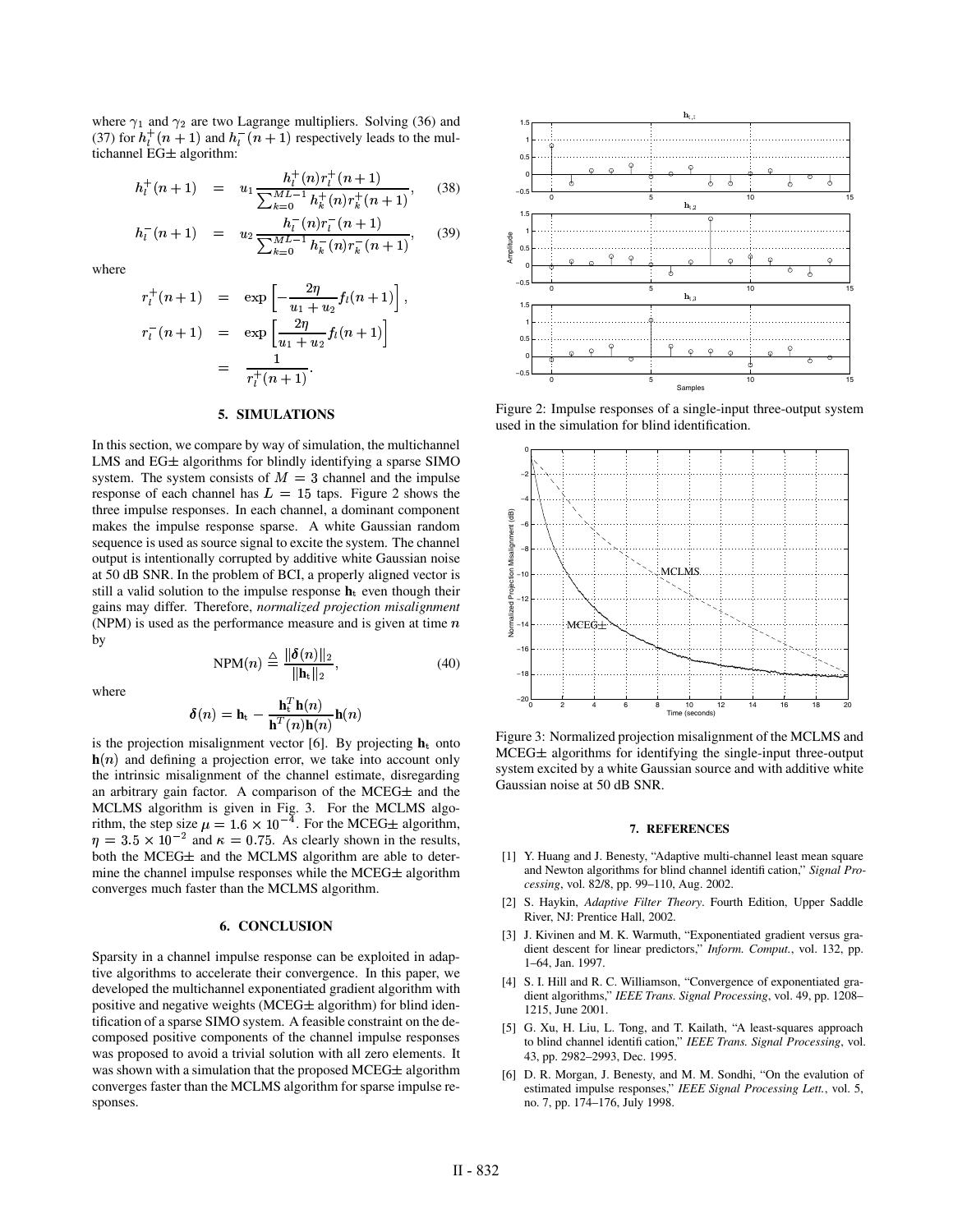where $\gamma_1$ and $\gamma_2$ are two Lagrange multipliers. Solving (36) and (37) for $h_l^+(n+1)$ and $h_l^-(n+1)$ respectively leads to the multichannel EG± algorithm:

$$h_l^+(n+1) = u_1 \frac{h_l^+(n) r_l^+(n+1)}{\sum_{k=0}^{ML-1} h_k^+(n) r_k^+(n+1)}, \quad (38)$$

$$h_l^-(n+1) = u_2 \frac{h_l^-(n) r_l^-(n+1)}{\sum_{k=0}^{ML-1} h_k^-(n) r_k^-(n+1)}, \quad (39)$$

where

$$\begin{aligned} r_l^+(n+1) &= \exp\left[-\frac{2\eta}{u_1+u_2} f_l(n+1)\right], \\ r_l^-(n+1) &= \exp\left[\frac{2\eta}{u_1+u_2} f_l(n+1)\right] \\ &= \frac{1}{r_l^+(n+1)}. \end{aligned}$$

## 5. SIMULATIONS

In this section, we compare by way of simulation, the multichannel LMS and EG± algorithms for blindly identifying a sparse SIMO system. The system consists of $M = 3$ channel and the impulse response of each channel has $L = 15$ taps. Figure 2 shows the three impulse responses. In each channel, a dominant component makes the impulse response sparse. A white Gaussian random sequence is used as source signal to excite the system. The channel output is intentionally corrupted by additive white Gaussian noise at 50 dB SNR. In the problem of BCI, a properly aligned vector is still a valid solution to the impulse response $\mathbf{h}_t$ even though their gains may differ. Therefore, *normalized projection misalignment* (NPM) is used as the performance measure and is given at time $n$ by

$$\text{NPM}(n) \triangleq \frac{\|\boldsymbol{\delta}(n)\|_2}{\|\mathbf{h}_t\|_2}, \quad (40)$$

where

$$\boldsymbol{\delta}(n) = \mathbf{h}_t - \frac{\mathbf{h}_t^T \mathbf{h}(n)}{\mathbf{h}^T(n)\mathbf{h}(n)} \mathbf{h}(n)$$

is the projection misalignment vector [6]. By projecting $\mathbf{h}_t$ onto $\mathbf{h}(n)$ and defining a projection error, we take into account only the intrinsic misalignment of the channel estimate, disregarding an arbitrary gain factor. A comparison of the MCEG± and the MCLMS algorithm is given in Fig. 3. For the MCLMS algorithm, the step size $\mu = 1.6 \times 10^{-4}$. For the MCEG± algorithm, $\eta = 3.5 \times 10^{-2}$ and $\kappa = 0.75$. As clearly shown in the results, both the MCEG± and the MCLMS algorithm are able to determine the channel impulse responses while the MCEG± algorithm converges much faster than the MCLMS algorithm.

## 6. CONCLUSION

Sparsity in a channel impulse response can be exploited in adaptive algorithms to accelerate their convergence. In this paper, we developed the multichannel exponentiated gradient algorithm with positive and negative weights (MCEG± algorithm) for blind identification of a sparse SIMO system. A feasible constraint on the decomposed positive components of the channel impulse responses was proposed to avoid a trivial solution with all zero elements. It was shown with a simulation that the proposed MCEG± algorithm converges faster than the MCLMS algorithm for sparse impulse responses.

$\mathbf{h}_{t,1}$
$\mathbf{h}_{t,2}$
$\mathbf{h}_{t,3}$
Amplitude
Samples

Figure 2: Impulse responses of a single-input three-output system used in the simulation for blind identification.

Normalized Projection Misalignment (dB)
Time (seconds)
MCLMS
MCEG±

Figure 3: Normalized projection misalignment of the MCLMS and MCEG± algorithms for identifying the single-input three-output system excited by a white Gaussian source and with additive white Gaussian noise at 50 dB SNR.

## 7. REFERENCES

[1] Y. Huang and J. Benesty, "Adaptive multi-channel least mean square and Newton algorithms for blind channel identification," *Signal Processing*, vol. 82/8, pp. 99–110, Aug. 2002.

[2] S. Haykin, *Adaptive Filter Theory*. Fourth Edition, Upper Saddle River, NJ: Prentice Hall, 2002.

[3] J. Kivinen and M. K. Warmuth, "Exponentiated gradient versus gradient descent for linear predictors," *Inform. Comput.*, vol. 132, pp. 1–64, Jan. 1997.

[4] S. I. Hill and R. C. Williamson, "Convergence of exponentiated gradient algorithms," *IEEE Trans. Signal Processing*, vol. 49, pp. 1208–1215, June 2001.

[5] G. Xu, H. Liu, L. Tong, and T. Kailath, "A least-squares approach to blind channel identification," *IEEE Trans. Signal Processing*, vol. 43, pp. 2982–2993, Dec. 1995.

[6] D. R. Morgan, J. Benesty, and M. M. Sondhi, "On the evalution of estimated impulse responses," *IEEE Signal Processing Lett.*, vol. 5, no. 7, pp. 174–176, July 1998.